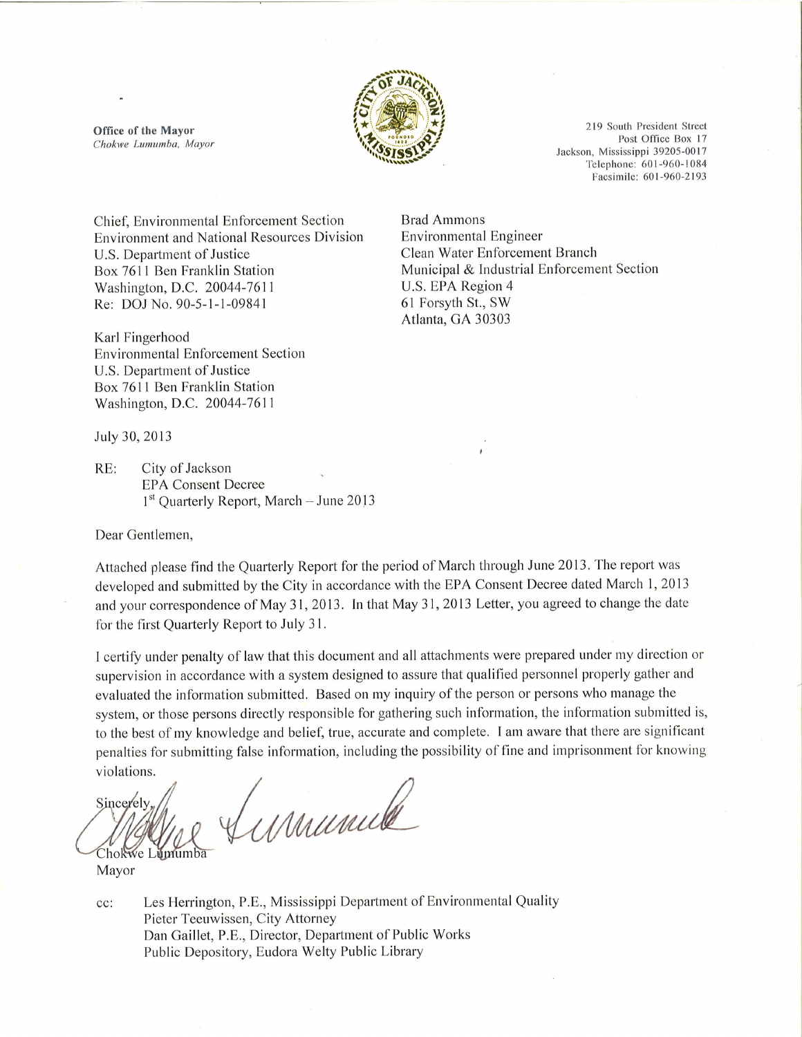**Office of the Mayor**
*Chokwe Lumumba, Mayor*

219 South President Street
Post Office Box 17
Jackson, Mississippi 39205-0017
Telephone: 601-960-1084
Facsimile: 601-960-2193

Chief, Environmental Enforcement Section
Environment and National Resources Division
U.S. Department of Justice
Box 7611 Ben Franklin Station
Washington, D.C. 20044-7611
Re: DOJ No. 90-5-1-1-09841

Brad Ammons
Environmental Engineer
Clean Water Enforcement Branch
Municipal & Industrial Enforcement Section
U.S. EPA Region 4
61 Forsyth St., SW
Atlanta, GA 30303

Karl Fingerhood
Environmental Enforcement Section
U.S. Department of Justice
Box 7611 Ben Franklin Station
Washington, D.C. 20044-7611

July 30, 2013

RE: City of Jackson
EPA Consent Decree
1st Quarterly Report, March – June 2013

Dear Gentlemen,

Attached please find the Quarterly Report for the period of March through June 2013. The report was developed and submitted by the City in accordance with the EPA Consent Decree dated March 1, 2013 and your correspondence of May 31, 2013. In that May 31, 2013 Letter, you agreed to change the date for the first Quarterly Report to July 31.

I certify under penalty of law that this document and all attachments were prepared under my direction or supervision in accordance with a system designed to assure that qualified personnel properly gather and evaluated the information submitted. Based on my inquiry of the person or persons who manage the system, or those persons directly responsible for gathering such information, the information submitted is, to the best of my knowledge and belief, true, accurate and complete. I am aware that there are significant penalties for submitting false information, including the possibility of fine and imprisonment for knowing violations.

Sincerely,

Chokwe Lumumba
Mayor

cc: Les Herrington, P.E., Mississippi Department of Environmental Quality
Pieter Teeuwissen, City Attorney
Dan Gaillet, P.E., Director, Department of Public Works
Public Depository, Eudora Welty Public Library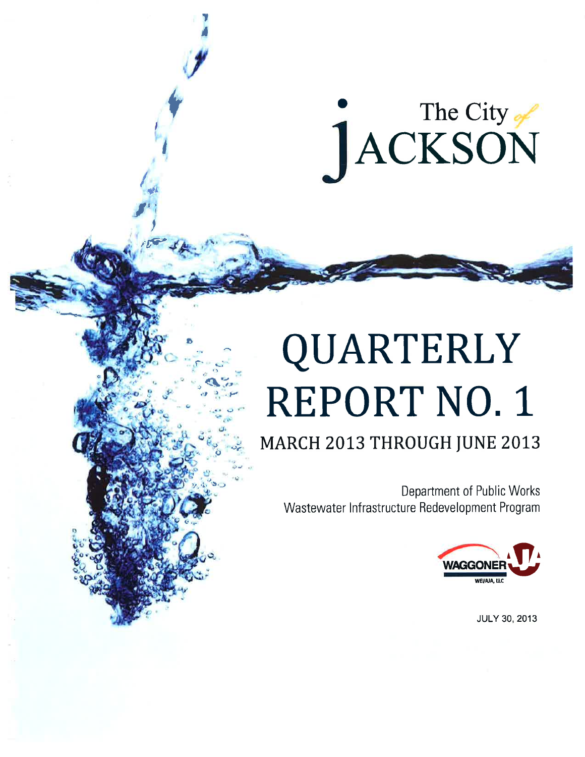The City of

# JACKSON

# QUARTERLY REPORT NO. 1

## MARCH 2013 THROUGH JUNE 2013

Department of Public Works
Wastewater Infrastructure Redevelopment Program

WAGGONER
WEI/AJA, LLC

JULY 30, 2013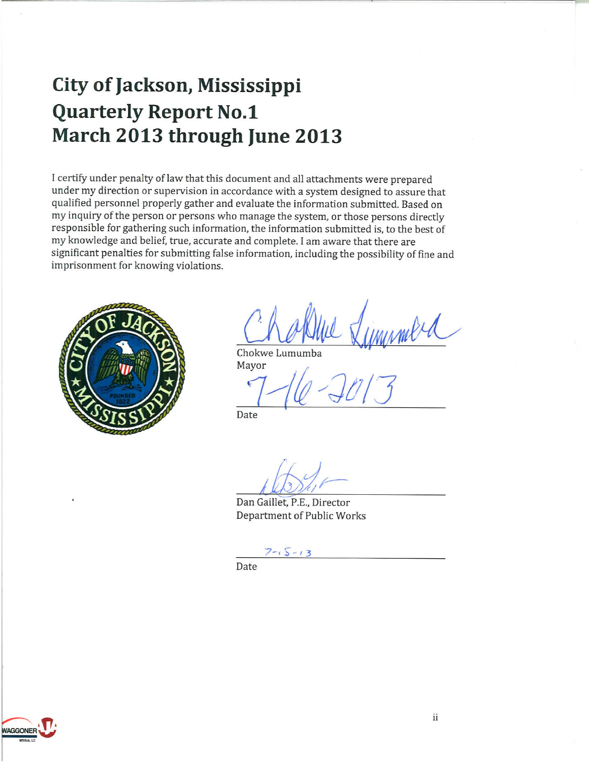# City of Jackson, Mississippi
# Quarterly Report No.1
# March 2013 through June 2013

I certify under penalty of law that this document and all attachments were prepared under my direction or supervision in accordance with a system designed to assure that qualified personnel properly gather and evaluate the information submitted. Based on my inquiry of the person or persons who manage the system, or those persons directly responsible for gathering such information, the information submitted is, to the best of my knowledge and belief, true, accurate and complete. I am aware that there are significant penalties for submitting false information, including the possibility of fine and imprisonment for knowing violations.

Chokwe Lumumba
Mayor

7-16-2013
Date

Dan Gaillet, P.E., Director
Department of Public Works

7-15-13
Date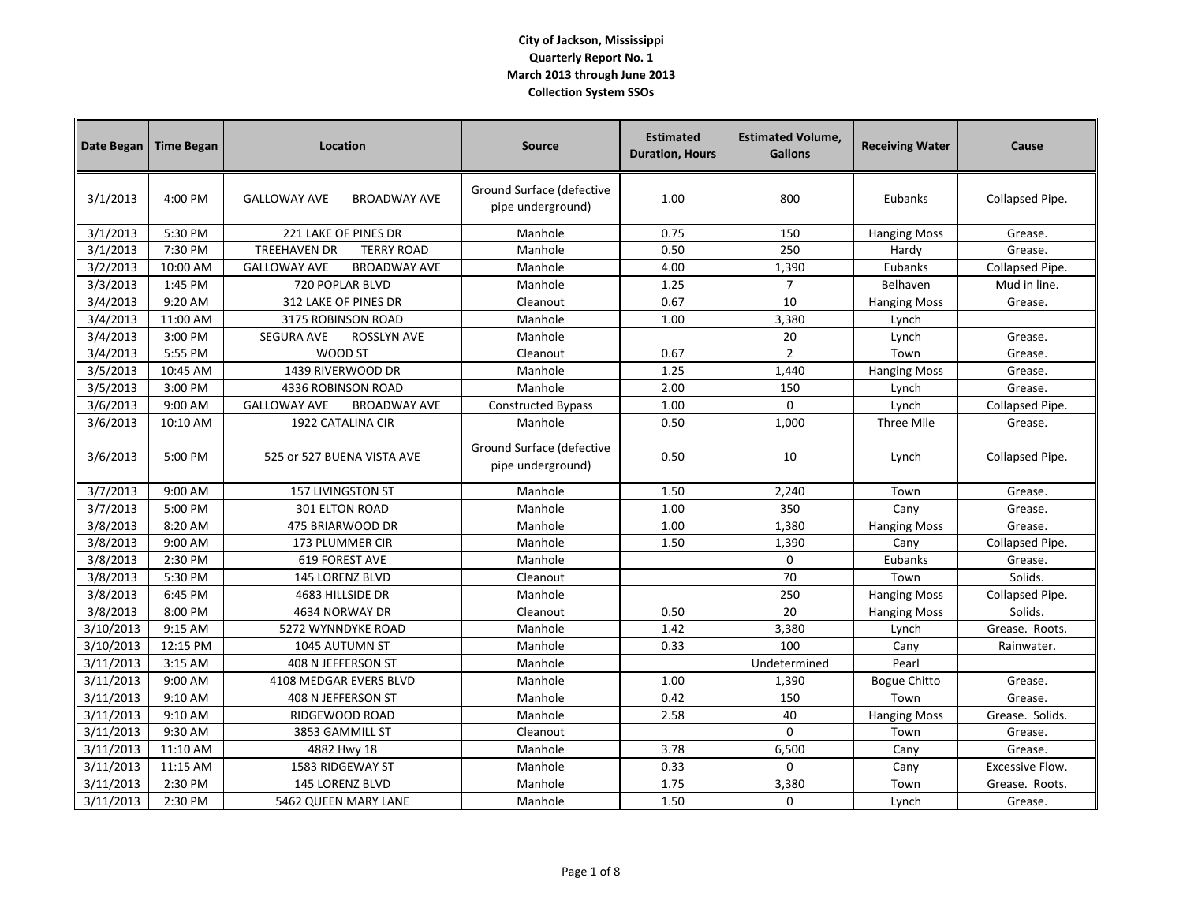**City of Jackson, Mississippi**
**Quarterly Report No. 1**
**March 2013 through June 2013**
**Collection System SSOs**

| Date Began | Time Began | Location | Source | Estimated Duration, Hours | Estimated Volume, Gallons | Receiving Water | Cause |
|---|---|---|---|---|---|---|---|
| 3/1/2013 | 4:00 PM | GALLOWAY AVE BROADWAY AVE | Ground Surface (defective pipe underground) | 1.00 | 800 | Eubanks | Collapsed Pipe. |
| 3/1/2013 | 5:30 PM | 221 LAKE OF PINES DR | Manhole | 0.75 | 150 | Hanging Moss | Grease. |
| 3/1/2013 | 7:30 PM | TREEHAVEN DR TERRY ROAD | Manhole | 0.50 | 250 | Hardy | Grease. |
| 3/2/2013 | 10:00 AM | GALLOWAY AVE BROADWAY AVE | Manhole | 4.00 | 1,390 | Eubanks | Collapsed Pipe. |
| 3/3/2013 | 1:45 PM | 720 POPLAR BLVD | Manhole | 1.25 | 7 | Belhaven | Mud in line. |
| 3/4/2013 | 9:20 AM | 312 LAKE OF PINES DR | Cleanout | 0.67 | 10 | Hanging Moss | Grease. |
| 3/4/2013 | 11:00 AM | 3175 ROBINSON ROAD | Manhole | 1.00 | 3,380 | Lynch | |
| 3/4/2013 | 3:00 PM | SEGURA AVE ROSSLYN AVE | Manhole | | 20 | Lynch | Grease. |
| 3/4/2013 | 5:55 PM | WOOD ST | Cleanout | 0.67 | 2 | Town | Grease. |
| 3/5/2013 | 10:45 AM | 1439 RIVERWOOD DR | Manhole | 1.25 | 1,440 | Hanging Moss | Grease. |
| 3/5/2013 | 3:00 PM | 4336 ROBINSON ROAD | Manhole | 2.00 | 150 | Lynch | Grease. |
| 3/6/2013 | 9:00 AM | GALLOWAY AVE BROADWAY AVE | Constructed Bypass | 1.00 | 0 | Lynch | Collapsed Pipe. |
| 3/6/2013 | 10:10 AM | 1922 CATALINA CIR | Manhole | 0.50 | 1,000 | Three Mile | Grease. |
| 3/6/2013 | 5:00 PM | 525 or 527 BUENA VISTA AVE | Ground Surface (defective pipe underground) | 0.50 | 10 | Lynch | Collapsed Pipe. |
| 3/7/2013 | 9:00 AM | 157 LIVINGSTON ST | Manhole | 1.50 | 2,240 | Town | Grease. |
| 3/7/2013 | 5:00 PM | 301 ELTON ROAD | Manhole | 1.00 | 350 | Cany | Grease. |
| 3/8/2013 | 8:20 AM | 475 BRIARWOOD DR | Manhole | 1.00 | 1,380 | Hanging Moss | Grease. |
| 3/8/2013 | 9:00 AM | 173 PLUMMER CIR | Manhole | 1.50 | 1,390 | Cany | Collapsed Pipe. |
| 3/8/2013 | 2:30 PM | 619 FOREST AVE | Manhole | | 0 | Eubanks | Grease. |
| 3/8/2013 | 5:30 PM | 145 LORENZ BLVD | Cleanout | | 70 | Town | Solids. |
| 3/8/2013 | 6:45 PM | 4683 HILLSIDE DR | Manhole | | 250 | Hanging Moss | Collapsed Pipe. |
| 3/8/2013 | 8:00 PM | 4634 NORWAY DR | Cleanout | 0.50 | 20 | Hanging Moss | Solids. |
| 3/10/2013 | 9:15 AM | 5272 WYNNDYKE ROAD | Manhole | 1.42 | 3,380 | Lynch | Grease. Roots. |
| 3/10/2013 | 12:15 PM | 1045 AUTUMN ST | Manhole | 0.33 | 100 | Cany | Rainwater. |
| 3/11/2013 | 3:15 AM | 408 N JEFFERSON ST | Manhole | | Undetermined | Pearl | |
| 3/11/2013 | 9:00 AM | 4108 MEDGAR EVERS BLVD | Manhole | 1.00 | 1,390 | Bogue Chitto | Grease. |
| 3/11/2013 | 9:10 AM | 408 N JEFFERSON ST | Manhole | 0.42 | 150 | Town | Grease. |
| 3/11/2013 | 9:10 AM | RIDGEWOOD ROAD | Manhole | 2.58 | 40 | Hanging Moss | Grease. Solids. |
| 3/11/2013 | 9:30 AM | 3853 GAMMILL ST | Cleanout | | 0 | Town | Grease. |
| 3/11/2013 | 11:10 AM | 4882 Hwy 18 | Manhole | 3.78 | 6,500 | Cany | Grease. |
| 3/11/2013 | 11:15 AM | 1583 RIDGEWAY ST | Manhole | 0.33 | 0 | Cany | Excessive Flow. |
| 3/11/2013 | 2:30 PM | 145 LORENZ BLVD | Manhole | 1.75 | 3,380 | Town | Grease. Roots. |
| 3/11/2013 | 2:30 PM | 5462 QUEEN MARY LANE | Manhole | 1.50 | 0 | Lynch | Grease. |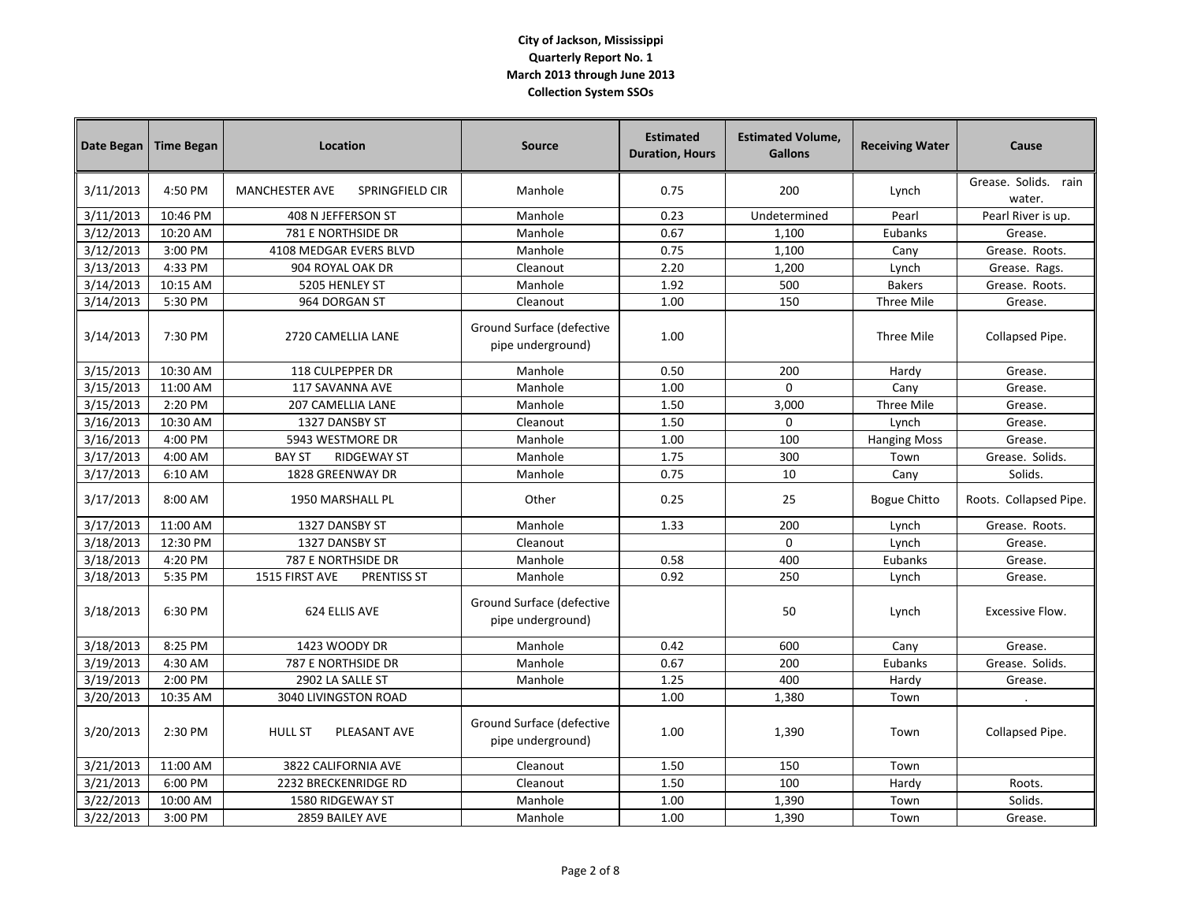**City of Jackson, Mississippi**
**Quarterly Report No. 1**
**March 2013 through June 2013**
**Collection System SSOs**

| Date Began | Time Began | Location | Source | Estimated Duration, Hours | Estimated Volume, Gallons | Receiving Water | Cause |
|---|---|---|---|---|---|---|---|
| 3/11/2013 | 4:50 PM | MANCHESTER AVE SPRINGFIELD CIR | Manhole | 0.75 | 200 | Lynch | Grease. Solids. rain water. |
| 3/11/2013 | 10:46 PM | 408 N JEFFERSON ST | Manhole | 0.23 | Undetermined | Pearl | Pearl River is up. |
| 3/12/2013 | 10:20 AM | 781 E NORTHSIDE DR | Manhole | 0.67 | 1,100 | Eubanks | Grease. |
| 3/12/2013 | 3:00 PM | 4108 MEDGAR EVERS BLVD | Manhole | 0.75 | 1,100 | Cany | Grease. Roots. |
| 3/13/2013 | 4:33 PM | 904 ROYAL OAK DR | Cleanout | 2.20 | 1,200 | Lynch | Grease. Rags. |
| 3/14/2013 | 10:15 AM | 5205 HENLEY ST | Manhole | 1.92 | 500 | Bakers | Grease. Roots. |
| 3/14/2013 | 5:30 PM | 964 DORGAN ST | Cleanout | 1.00 | 150 | Three Mile | Grease. |
| 3/14/2013 | 7:30 PM | 2720 CAMELLIA LANE | Ground Surface (defective pipe underground) | 1.00 | | Three Mile | Collapsed Pipe. |
| 3/15/2013 | 10:30 AM | 118 CULPEPPER DR | Manhole | 0.50 | 200 | Hardy | Grease. |
| 3/15/2013 | 11:00 AM | 117 SAVANNA AVE | Manhole | 1.00 | 0 | Cany | Grease. |
| 3/15/2013 | 2:20 PM | 207 CAMELLIA LANE | Manhole | 1.50 | 3,000 | Three Mile | Grease. |
| 3/16/2013 | 10:30 AM | 1327 DANSBY ST | Cleanout | 1.50 | 0 | Lynch | Grease. |
| 3/16/2013 | 4:00 PM | 5943 WESTMORE DR | Manhole | 1.00 | 100 | Hanging Moss | Grease. |
| 3/17/2013 | 4:00 AM | BAY ST RIDGEWAY ST | Manhole | 1.75 | 300 | Town | Grease. Solids. |
| 3/17/2013 | 6:10 AM | 1828 GREENWAY DR | Manhole | 0.75 | 10 | Cany | Solids. |
| 3/17/2013 | 8:00 AM | 1950 MARSHALL PL | Other | 0.25 | 25 | Bogue Chitto | Roots. Collapsed Pipe. |
| 3/17/2013 | 11:00 AM | 1327 DANSBY ST | Manhole | 1.33 | 200 | Lynch | Grease. Roots. |
| 3/18/2013 | 12:30 PM | 1327 DANSBY ST | Cleanout | | 0 | Lynch | Grease. |
| 3/18/2013 | 4:20 PM | 787 E NORTHSIDE DR | Manhole | 0.58 | 400 | Eubanks | Grease. |
| 3/18/2013 | 5:35 PM | 1515 FIRST AVE PRENTISS ST | Manhole | 0.92 | 250 | Lynch | Grease. |
| 3/18/2013 | 6:30 PM | 624 ELLIS AVE | Ground Surface (defective pipe underground) | | 50 | Lynch | Excessive Flow. |
| 3/18/2013 | 8:25 PM | 1423 WOODY DR | Manhole | 0.42 | 600 | Cany | Grease. |
| 3/19/2013 | 4:30 AM | 787 E NORTHSIDE DR | Manhole | 0.67 | 200 | Eubanks | Grease. Solids. |
| 3/19/2013 | 2:00 PM | 2902 LA SALLE ST | Manhole | 1.25 | 400 | Hardy | Grease. |
| 3/20/2013 | 10:35 AM | 3040 LIVINGSTON ROAD | | 1.00 | 1,380 | Town | . |
| 3/20/2013 | 2:30 PM | HULL ST PLEASANT AVE | Ground Surface (defective pipe underground) | 1.00 | 1,390 | Town | Collapsed Pipe. |
| 3/21/2013 | 11:00 AM | 3822 CALIFORNIA AVE | Cleanout | 1.50 | 150 | Town | |
| 3/21/2013 | 6:00 PM | 2232 BRECKENRIDGE RD | Cleanout | 1.50 | 100 | Hardy | Roots. |
| 3/22/2013 | 10:00 AM | 1580 RIDGEWAY ST | Manhole | 1.00 | 1,390 | Town | Solids. |
| 3/22/2013 | 3:00 PM | 2859 BAILEY AVE | Manhole | 1.00 | 1,390 | Town | Grease. |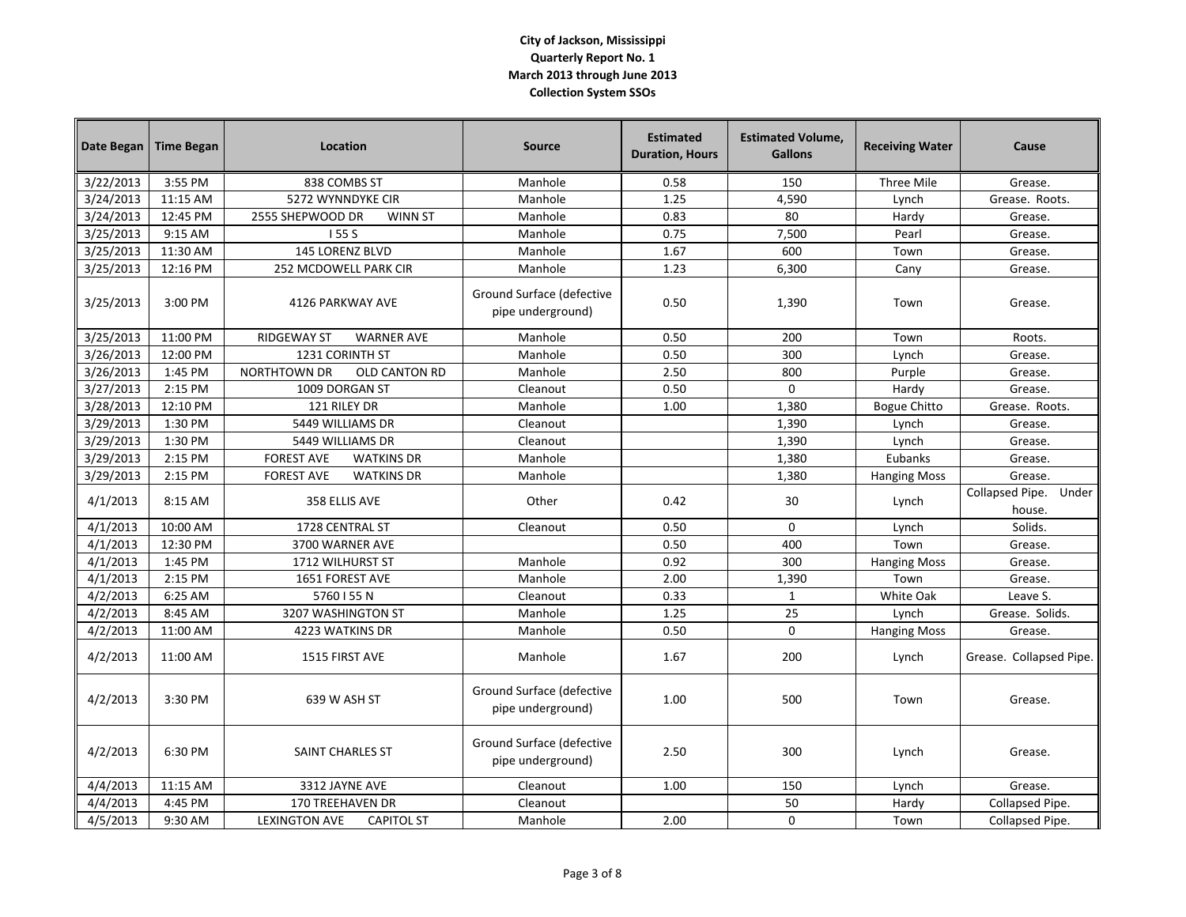**City of Jackson, Mississippi**
**Quarterly Report No. 1**
**March 2013 through June 2013**
**Collection System SSOs**

| Date Began | Time Began | Location | Source | Estimated Duration, Hours | Estimated Volume, Gallons | Receiving Water | Cause |
|---|---|---|---|---|---|---|---|
| 3/22/2013 | 3:55 PM | 838 COMBS ST | Manhole | 0.58 | 150 | Three Mile | Grease. |
| 3/24/2013 | 11:15 AM | 5272 WYNNDYKE CIR | Manhole | 1.25 | 4,590 | Lynch | Grease. Roots. |
| 3/24/2013 | 12:45 PM | 2555 SHEPWOOD DR WINN ST | Manhole | 0.83 | 80 | Hardy | Grease. |
| 3/25/2013 | 9:15 AM | I 55 S | Manhole | 0.75 | 7,500 | Pearl | Grease. |
| 3/25/2013 | 11:30 AM | 145 LORENZ BLVD | Manhole | 1.67 | 600 | Town | Grease. |
| 3/25/2013 | 12:16 PM | 252 MCDOWELL PARK CIR | Manhole | 1.23 | 6,300 | Cany | Grease. |
| 3/25/2013 | 3:00 PM | 4126 PARKWAY AVE | Ground Surface (defective pipe underground) | 0.50 | 1,390 | Town | Grease. |
| 3/25/2013 | 11:00 PM | RIDGEWAY ST WARNER AVE | Manhole | 0.50 | 200 | Town | Roots. |
| 3/26/2013 | 12:00 PM | 1231 CORINTH ST | Manhole | 0.50 | 300 | Lynch | Grease. |
| 3/26/2013 | 1:45 PM | NORTHTOWN DR OLD CANTON RD | Manhole | 2.50 | 800 | Purple | Grease. |
| 3/27/2013 | 2:15 PM | 1009 DORGAN ST | Cleanout | 0.50 | 0 | Hardy | Grease. |
| 3/28/2013 | 12:10 PM | 121 RILEY DR | Manhole | 1.00 | 1,380 | Bogue Chitto | Grease. Roots. |
| 3/29/2013 | 1:30 PM | 5449 WILLIAMS DR | Cleanout | | 1,390 | Lynch | Grease. |
| 3/29/2013 | 1:30 PM | 5449 WILLIAMS DR | Cleanout | | 1,390 | Lynch | Grease. |
| 3/29/2013 | 2:15 PM | FOREST AVE WATKINS DR | Manhole | | 1,380 | Eubanks | Grease. |
| 3/29/2013 | 2:15 PM | FOREST AVE WATKINS DR | Manhole | | 1,380 | Hanging Moss | Grease. |
| 4/1/2013 | 8:15 AM | 358 ELLIS AVE | Other | 0.42 | 30 | Lynch | Collapsed Pipe. Under house. |
| 4/1/2013 | 10:00 AM | 1728 CENTRAL ST | Cleanout | 0.50 | 0 | Lynch | Solids. |
| 4/1/2013 | 12:30 PM | 3700 WARNER AVE | | 0.50 | 400 | Town | Grease. |
| 4/1/2013 | 1:45 PM | 1712 WILHURST ST | Manhole | 0.92 | 300 | Hanging Moss | Grease. |
| 4/1/2013 | 2:15 PM | 1651 FOREST AVE | Manhole | 2.00 | 1,390 | Town | Grease. |
| 4/2/2013 | 6:25 AM | 5760 I 55 N | Cleanout | 0.33 | 1 | White Oak | Leave S. |
| 4/2/2013 | 8:45 AM | 3207 WASHINGTON ST | Manhole | 1.25 | 25 | Lynch | Grease. Solids. |
| 4/2/2013 | 11:00 AM | 4223 WATKINS DR | Manhole | 0.50 | 0 | Hanging Moss | Grease. |
| 4/2/2013 | 11:00 AM | 1515 FIRST AVE | Manhole | 1.67 | 200 | Lynch | Grease. Collapsed Pipe. |
| 4/2/2013 | 3:30 PM | 639 W ASH ST | Ground Surface (defective pipe underground) | 1.00 | 500 | Town | Grease. |
| 4/2/2013 | 6:30 PM | SAINT CHARLES ST | Ground Surface (defective pipe underground) | 2.50 | 300 | Lynch | Grease. |
| 4/4/2013 | 11:15 AM | 3312 JAYNE AVE | Cleanout | 1.00 | 150 | Lynch | Grease. |
| 4/4/2013 | 4:45 PM | 170 TREEHAVEN DR | Cleanout | | 50 | Hardy | Collapsed Pipe. |
| 4/5/2013 | 9:30 AM | LEXINGTON AVE CAPITOL ST | Manhole | 2.00 | 0 | Town | Collapsed Pipe. |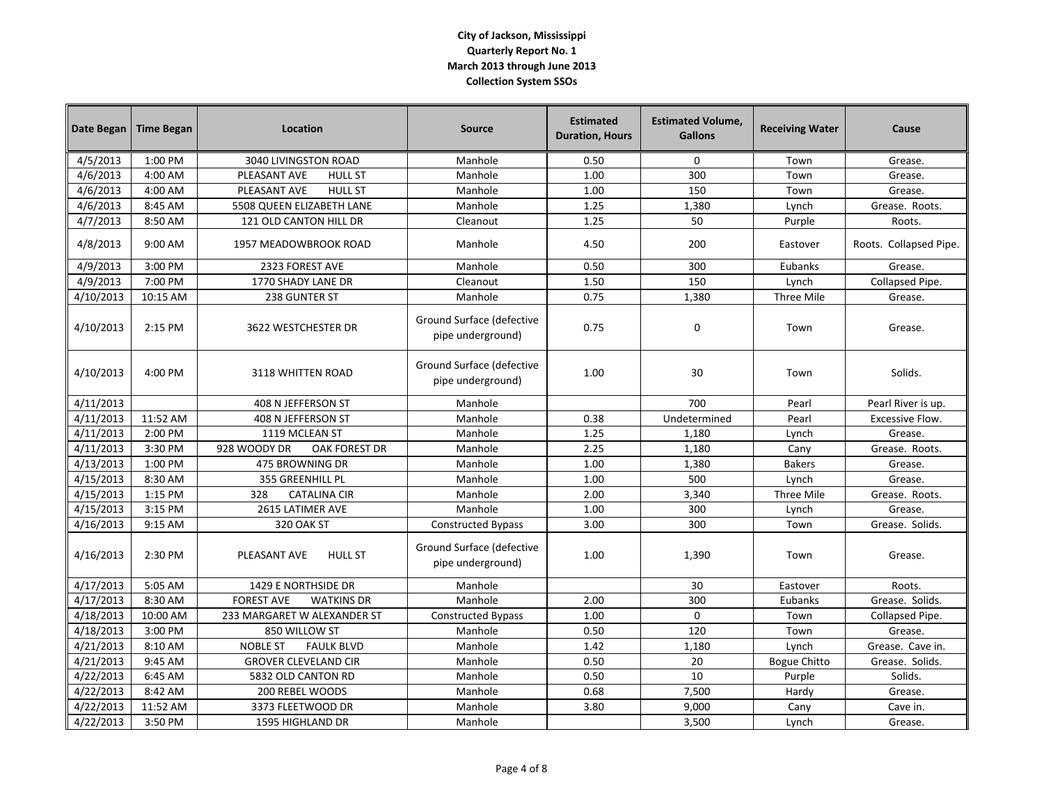**City of Jackson, Mississippi**
**Quarterly Report No. 1**
**March 2013 through June 2013**
**Collection System SSOs**

| Date Began | Time Began | Location | Source | Estimated Duration, Hours | Estimated Volume, Gallons | Receiving Water | Cause |
|---|---|---|---|---|---|---|---|
| 4/5/2013 | 1:00 PM | 3040 LIVINGSTON ROAD | Manhole | 0.50 | 0 | Town | Grease. |
| 4/6/2013 | 4:00 AM | PLEASANT AVE HULL ST | Manhole | 1.00 | 300 | Town | Grease. |
| 4/6/2013 | 4:00 AM | PLEASANT AVE HULL ST | Manhole | 1.00 | 150 | Town | Grease. |
| 4/6/2013 | 8:45 AM | 5508 QUEEN ELIZABETH LANE | Manhole | 1.25 | 1,380 | Lynch | Grease. Roots. |
| 4/7/2013 | 8:50 AM | 121 OLD CANTON HILL DR | Cleanout | 1.25 | 50 | Purple | Roots. |
| 4/8/2013 | 9:00 AM | 1957 MEADOWBROOK ROAD | Manhole | 4.50 | 200 | Eastover | Roots. Collapsed Pipe. |
| 4/9/2013 | 3:00 PM | 2323 FOREST AVE | Manhole | 0.50 | 300 | Eubanks | Grease. |
| 4/9/2013 | 7:00 PM | 1770 SHADY LANE DR | Cleanout | 1.50 | 150 | Lynch | Collapsed Pipe. |
| 4/10/2013 | 10:15 AM | 238 GUNTER ST | Manhole | 0.75 | 1,380 | Three Mile | Grease. |
| 4/10/2013 | 2:15 PM | 3622 WESTCHESTER DR | Ground Surface (defective pipe underground) | 0.75 | 0 | Town | Grease. |
| 4/10/2013 | 4:00 PM | 3118 WHITTEN ROAD | Ground Surface (defective pipe underground) | 1.00 | 30 | Town | Solids. |
| 4/11/2013 | | 408 N JEFFERSON ST | Manhole | | 700 | Pearl | Pearl River is up. |
| 4/11/2013 | 11:52 AM | 408 N JEFFERSON ST | Manhole | 0.38 | Undetermined | Pearl | Excessive Flow. |
| 4/11/2013 | 2:00 PM | 1119 MCLEAN ST | Manhole | 1.25 | 1,180 | Lynch | Grease. |
| 4/11/2013 | 3:30 PM | 928 WOODY DR OAK FOREST DR | Manhole | 2.25 | 1,180 | Cany | Grease. Roots. |
| 4/13/2013 | 1:00 PM | 475 BROWNING DR | Manhole | 1.00 | 1,380 | Bakers | Grease. |
| 4/15/2013 | 8:30 AM | 355 GREENHILL PL | Manhole | 1.00 | 500 | Lynch | Grease. |
| 4/15/2013 | 1:15 PM | 328 CATALINA CIR | Manhole | 2.00 | 3,340 | Three Mile | Grease. Roots. |
| 4/15/2013 | 3:15 PM | 2615 LATIMER AVE | Manhole | 1.00 | 300 | Lynch | Grease. |
| 4/16/2013 | 9:15 AM | 320 OAK ST | Constructed Bypass | 3.00 | 300 | Town | Grease. Solids. |
| 4/16/2013 | 2:30 PM | PLEASANT AVE HULL ST | Ground Surface (defective pipe underground) | 1.00 | 1,390 | Town | Grease. |
| 4/17/2013 | 5:05 AM | 1429 E NORTHSIDE DR | Manhole | | 30 | Eastover | Roots. |
| 4/17/2013 | 8:30 AM | FOREST AVE WATKINS DR | Manhole | 2.00 | 300 | Eubanks | Grease. Solids. |
| 4/18/2013 | 10:00 AM | 233 MARGARET W ALEXANDER ST | Constructed Bypass | 1.00 | 0 | Town | Collapsed Pipe. |
| 4/18/2013 | 3:00 PM | 850 WILLOW ST | Manhole | 0.50 | 120 | Town | Grease. |
| 4/21/2013 | 8:10 AM | NOBLE ST FAULK BLVD | Manhole | 1.42 | 1,180 | Lynch | Grease. Cave in. |
| 4/21/2013 | 9:45 AM | GROVER CLEVELAND CIR | Manhole | 0.50 | 20 | Bogue Chitto | Grease. Solids. |
| 4/22/2013 | 6:45 AM | 5832 OLD CANTON RD | Manhole | 0.50 | 10 | Purple | Solids. |
| 4/22/2013 | 8:42 AM | 200 REBEL WOODS | Manhole | 0.68 | 7,500 | Hardy | Grease. |
| 4/22/2013 | 11:52 AM | 3373 FLEETWOOD DR | Manhole | 3.80 | 9,000 | Cany | Cave in. |
| 4/22/2013 | 3:50 PM | 1595 HIGHLAND DR | Manhole | | 3,500 | Lynch | Grease. |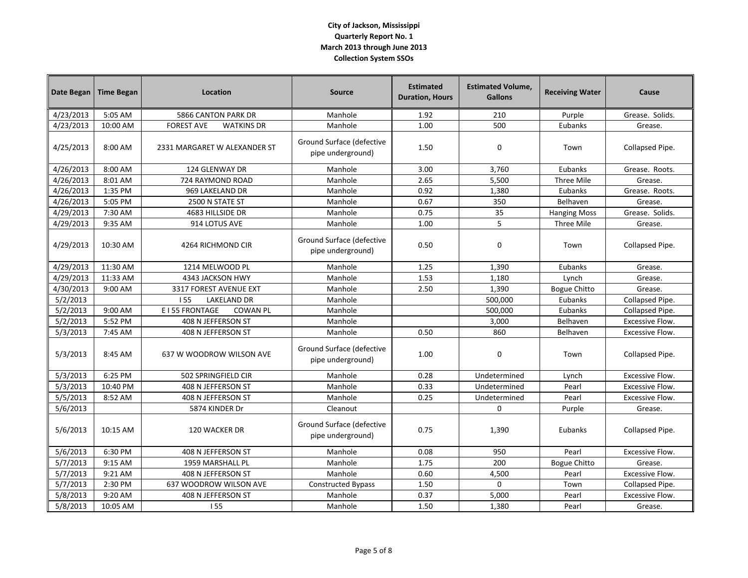**City of Jackson, Mississippi**
**Quarterly Report No. 1**
**March 2013 through June 2013**
**Collection System SSOs**

| Date Began | Time Began | Location | Source | Estimated Duration, Hours | Estimated Volume, Gallons | Receiving Water | Cause |
|---|---|---|---|---|---|---|---|
| 4/23/2013 | 5:05 AM | 5866 CANTON PARK DR | Manhole | 1.92 | 210 | Purple | Grease. Solids. |
| 4/23/2013 | 10:00 AM | FOREST AVE WATKINS DR | Manhole | 1.00 | 500 | Eubanks | Grease. |
| 4/25/2013 | 8:00 AM | 2331 MARGARET W ALEXANDER ST | Ground Surface (defective pipe underground) | 1.50 | 0 | Town | Collapsed Pipe. |
| 4/26/2013 | 8:00 AM | 124 GLENWAY DR | Manhole | 3.00 | 3,760 | Eubanks | Grease. Roots. |
| 4/26/2013 | 8:01 AM | 724 RAYMOND ROAD | Manhole | 2.65 | 5,500 | Three Mile | Grease. |
| 4/26/2013 | 1:35 PM | 969 LAKELAND DR | Manhole | 0.92 | 1,380 | Eubanks | Grease. Roots. |
| 4/26/2013 | 5:05 PM | 2500 N STATE ST | Manhole | 0.67 | 350 | Belhaven | Grease. |
| 4/29/2013 | 7:30 AM | 4683 HILLSIDE DR | Manhole | 0.75 | 35 | Hanging Moss | Grease. Solids. |
| 4/29/2013 | 9:35 AM | 914 LOTUS AVE | Manhole | 1.00 | 5 | Three Mile | Grease. |
| 4/29/2013 | 10:30 AM | 4264 RICHMOND CIR | Ground Surface (defective pipe underground) | 0.50 | 0 | Town | Collapsed Pipe. |
| 4/29/2013 | 11:30 AM | 1214 MELWOOD PL | Manhole | 1.25 | 1,390 | Eubanks | Grease. |
| 4/29/2013 | 11:33 AM | 4343 JACKSON HWY | Manhole | 1.53 | 1,180 | Lynch | Grease. |
| 4/30/2013 | 9:00 AM | 3317 FOREST AVENUE EXT | Manhole | 2.50 | 1,390 | Bogue Chitto | Grease. |
| 5/2/2013 | | I 55 LAKELAND DR | Manhole | | 500,000 | Eubanks | Collapsed Pipe. |
| 5/2/2013 | 9:00 AM | E I 55 FRONTAGE COWAN PL | Manhole | | 500,000 | Eubanks | Collapsed Pipe. |
| 5/2/2013 | 5:52 PM | 408 N JEFFERSON ST | Manhole | | 3,000 | Belhaven | Excessive Flow. |
| 5/3/2013 | 7:45 AM | 408 N JEFFERSON ST | Manhole | 0.50 | 860 | Belhaven | Excessive Flow. |
| 5/3/2013 | 8:45 AM | 637 W WOODROW WILSON AVE | Ground Surface (defective pipe underground) | 1.00 | 0 | Town | Collapsed Pipe. |
| 5/3/2013 | 6:25 PM | 502 SPRINGFIELD CIR | Manhole | 0.28 | Undetermined | Lynch | Excessive Flow. |
| 5/3/2013 | 10:40 PM | 408 N JEFFERSON ST | Manhole | 0.33 | Undetermined | Pearl | Excessive Flow. |
| 5/5/2013 | 8:52 AM | 408 N JEFFERSON ST | Manhole | 0.25 | Undetermined | Pearl | Excessive Flow. |
| 5/6/2013 | | 5874 KINDER Dr | Cleanout | | 0 | Purple | Grease. |
| 5/6/2013 | 10:15 AM | 120 WACKER DR | Ground Surface (defective pipe underground) | 0.75 | 1,390 | Eubanks | Collapsed Pipe. |
| 5/6/2013 | 6:30 PM | 408 N JEFFERSON ST | Manhole | 0.08 | 950 | Pearl | Excessive Flow. |
| 5/7/2013 | 9:15 AM | 1959 MARSHALL PL | Manhole | 1.75 | 200 | Bogue Chitto | Grease. |
| 5/7/2013 | 9:21 AM | 408 N JEFFERSON ST | Manhole | 0.60 | 4,500 | Pearl | Excessive Flow. |
| 5/7/2013 | 2:30 PM | 637 WOODROW WILSON AVE | Constructed Bypass | 1.50 | 0 | Town | Collapsed Pipe. |
| 5/8/2013 | 9:20 AM | 408 N JEFFERSON ST | Manhole | 0.37 | 5,000 | Pearl | Excessive Flow. |
| 5/8/2013 | 10:05 AM | I 55 | Manhole | 1.50 | 1,380 | Pearl | Grease. |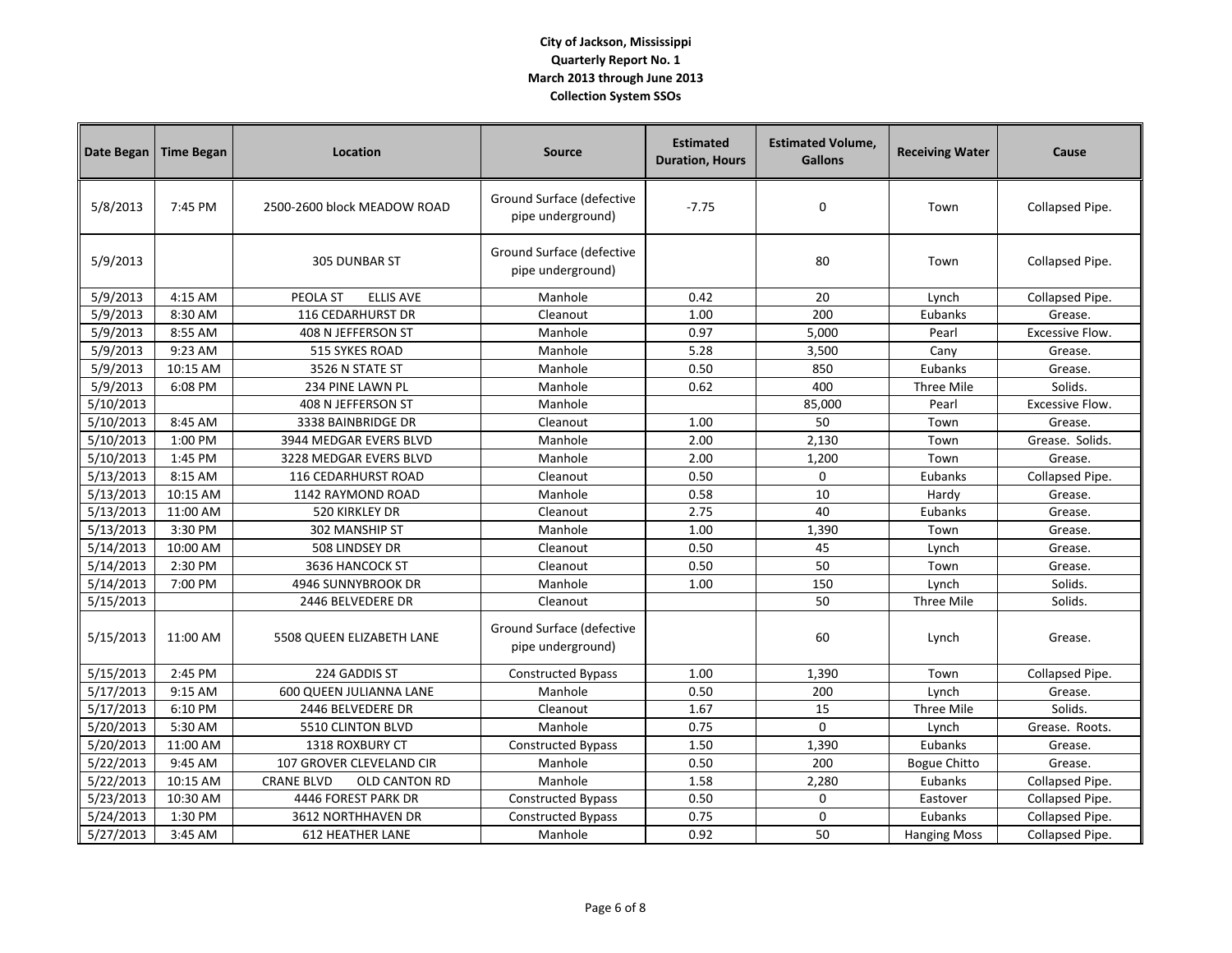**City of Jackson, Mississippi**
**Quarterly Report No. 1**
**March 2013 through June 2013**
**Collection System SSOs**

| Date Began | Time Began | Location | Source | Estimated Duration, Hours | Estimated Volume, Gallons | Receiving Water | Cause |
|---|---|---|---|---|---|---|---|
| 5/8/2013 | 7:45 PM | 2500-2600 block MEADOW ROAD | Ground Surface (defective pipe underground) | -7.75 | 0 | Town | Collapsed Pipe. |
| 5/9/2013 | | 305 DUNBAR ST | Ground Surface (defective pipe underground) | | 80 | Town | Collapsed Pipe. |
| 5/9/2013 | 4:15 AM | PEOLA ST ELLIS AVE | Manhole | 0.42 | 20 | Lynch | Collapsed Pipe. |
| 5/9/2013 | 8:30 AM | 116 CEDARHURST DR | Cleanout | 1.00 | 200 | Eubanks | Grease. |
| 5/9/2013 | 8:55 AM | 408 N JEFFERSON ST | Manhole | 0.97 | 5,000 | Pearl | Excessive Flow. |
| 5/9/2013 | 9:23 AM | 515 SYKES ROAD | Manhole | 5.28 | 3,500 | Cany | Grease. |
| 5/9/2013 | 10:15 AM | 3526 N STATE ST | Manhole | 0.50 | 850 | Eubanks | Grease. |
| 5/9/2013 | 6:08 PM | 234 PINE LAWN PL | Manhole | 0.62 | 400 | Three Mile | Solids. |
| 5/10/2013 | | 408 N JEFFERSON ST | Manhole | | 85,000 | Pearl | Excessive Flow. |
| 5/10/2013 | 8:45 AM | 3338 BAINBRIDGE DR | Cleanout | 1.00 | 50 | Town | Grease. |
| 5/10/2013 | 1:00 PM | 3944 MEDGAR EVERS BLVD | Manhole | 2.00 | 2,130 | Town | Grease. Solids. |
| 5/10/2013 | 1:45 PM | 3228 MEDGAR EVERS BLVD | Manhole | 2.00 | 1,200 | Town | Grease. |
| 5/13/2013 | 8:15 AM | 116 CEDARHURST ROAD | Cleanout | 0.50 | 0 | Eubanks | Collapsed Pipe. |
| 5/13/2013 | 10:15 AM | 1142 RAYMOND ROAD | Manhole | 0.58 | 10 | Hardy | Grease. |
| 5/13/2013 | 11:00 AM | 520 KIRKLEY DR | Cleanout | 2.75 | 40 | Eubanks | Grease. |
| 5/13/2013 | 3:30 PM | 302 MANSHIP ST | Manhole | 1.00 | 1,390 | Town | Grease. |
| 5/14/2013 | 10:00 AM | 508 LINDSEY DR | Cleanout | 0.50 | 45 | Lynch | Grease. |
| 5/14/2013 | 2:30 PM | 3636 HANCOCK ST | Cleanout | 0.50 | 50 | Town | Grease. |
| 5/14/2013 | 7:00 PM | 4946 SUNNYBROOK DR | Manhole | 1.00 | 150 | Lynch | Solids. |
| 5/15/2013 | | 2446 BELVEDERE DR | Cleanout | | 50 | Three Mile | Solids. |
| 5/15/2013 | 11:00 AM | 5508 QUEEN ELIZABETH LANE | Ground Surface (defective pipe underground) | | 60 | Lynch | Grease. |
| 5/15/2013 | 2:45 PM | 224 GADDIS ST | Constructed Bypass | 1.00 | 1,390 | Town | Collapsed Pipe. |
| 5/17/2013 | 9:15 AM | 600 QUEEN JULIANNA LANE | Manhole | 0.50 | 200 | Lynch | Grease. |
| 5/17/2013 | 6:10 PM | 2446 BELVEDERE DR | Cleanout | 1.67 | 15 | Three Mile | Solids. |
| 5/20/2013 | 5:30 AM | 5510 CLINTON BLVD | Manhole | 0.75 | 0 | Lynch | Grease. Roots. |
| 5/20/2013 | 11:00 AM | 1318 ROXBURY CT | Constructed Bypass | 1.50 | 1,390 | Eubanks | Grease. |
| 5/22/2013 | 9:45 AM | 107 GROVER CLEVELAND CIR | Manhole | 0.50 | 200 | Bogue Chitto | Grease. |
| 5/22/2013 | 10:15 AM | CRANE BLVD OLD CANTON RD | Manhole | 1.58 | 2,280 | Eubanks | Collapsed Pipe. |
| 5/23/2013 | 10:30 AM | 4446 FOREST PARK DR | Constructed Bypass | 0.50 | 0 | Eastover | Collapsed Pipe. |
| 5/24/2013 | 1:30 PM | 3612 NORTHHAVEN DR | Constructed Bypass | 0.75 | 0 | Eubanks | Collapsed Pipe. |
| 5/27/2013 | 3:45 AM | 612 HEATHER LANE | Manhole | 0.92 | 50 | Hanging Moss | Collapsed Pipe. |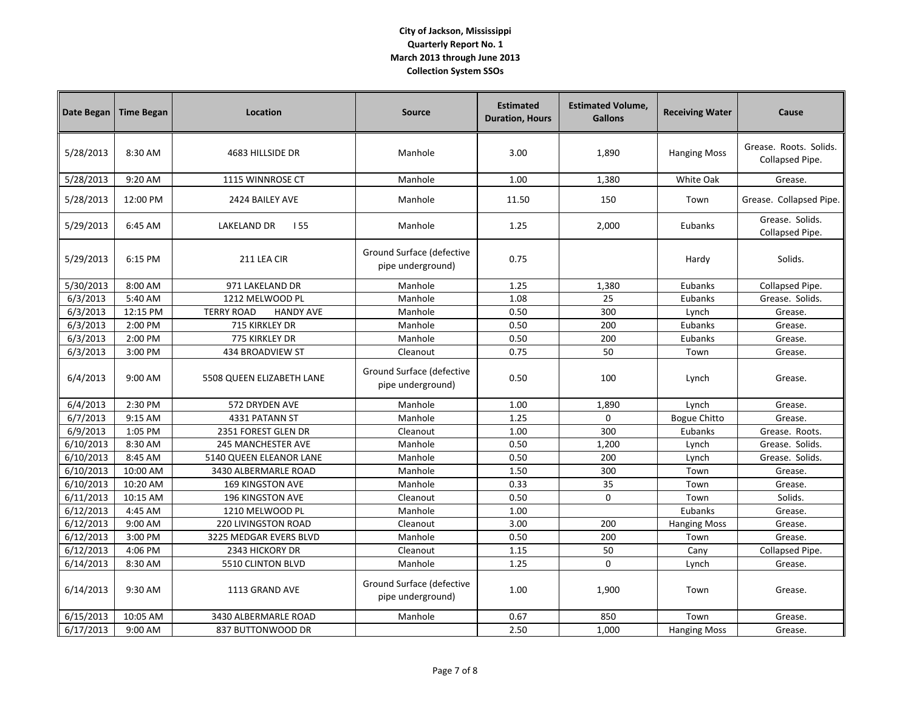# City of Jackson, Mississippi
## Quarterly Report No. 1
## March 2013 through June 2013
## Collection System SSOs

| Date Began | Time Began | Location | Source | Estimated Duration, Hours | Estimated Volume, Gallons | Receiving Water | Cause |
|---|---|---|---|---|---|---|---|
| 5/28/2013 | 8:30 AM | 4683 HILLSIDE DR | Manhole | 3.00 | 1,890 | Hanging Moss | Grease. Roots. Solids. Collapsed Pipe. |
| 5/28/2013 | 9:20 AM | 1115 WINNROSE CT | Manhole | 1.00 | 1,380 | White Oak | Grease. |
| 5/28/2013 | 12:00 PM | 2424 BAILEY AVE | Manhole | 11.50 | 150 | Town | Grease. Collapsed Pipe. |
| 5/29/2013 | 6:45 AM | LAKELAND DR I 55 | Manhole | 1.25 | 2,000 | Eubanks | Grease. Solids. Collapsed Pipe. |
| 5/29/2013 | 6:15 PM | 211 LEA CIR | Ground Surface (defective pipe underground) | 0.75 | | Hardy | Solids. |
| 5/30/2013 | 8:00 AM | 971 LAKELAND DR | Manhole | 1.25 | 1,380 | Eubanks | Collapsed Pipe. |
| 6/3/2013 | 5:40 AM | 1212 MELWOOD PL | Manhole | 1.08 | 25 | Eubanks | Grease. Solids. |
| 6/3/2013 | 12:15 PM | TERRY ROAD HANDY AVE | Manhole | 0.50 | 300 | Lynch | Grease. |
| 6/3/2013 | 2:00 PM | 715 KIRKLEY DR | Manhole | 0.50 | 200 | Eubanks | Grease. |
| 6/3/2013 | 2:00 PM | 775 KIRKLEY DR | Manhole | 0.50 | 200 | Eubanks | Grease. |
| 6/3/2013 | 3:00 PM | 434 BROADVIEW ST | Cleanout | 0.75 | 50 | Town | Grease. |
| 6/4/2013 | 9:00 AM | 5508 QUEEN ELIZABETH LANE | Ground Surface (defective pipe underground) | 0.50 | 100 | Lynch | Grease. |
| 6/4/2013 | 2:30 PM | 572 DRYDEN AVE | Manhole | 1.00 | 1,890 | Lynch | Grease. |
| 6/7/2013 | 9:15 AM | 4331 PATANN ST | Manhole | 1.25 | 0 | Bogue Chitto | Grease. |
| 6/9/2013 | 1:05 PM | 2351 FOREST GLEN DR | Cleanout | 1.00 | 300 | Eubanks | Grease. Roots. |
| 6/10/2013 | 8:30 AM | 245 MANCHESTER AVE | Manhole | 0.50 | 1,200 | Lynch | Grease. Solids. |
| 6/10/2013 | 8:45 AM | 5140 QUEEN ELEANOR LANE | Manhole | 0.50 | 200 | Lynch | Grease. Solids. |
| 6/10/2013 | 10:00 AM | 3430 ALBERMARLE ROAD | Manhole | 1.50 | 300 | Town | Grease. |
| 6/10/2013 | 10:20 AM | 169 KINGSTON AVE | Manhole | 0.33 | 35 | Town | Grease. |
| 6/11/2013 | 10:15 AM | 196 KINGSTON AVE | Cleanout | 0.50 | 0 | Town | Solids. |
| 6/12/2013 | 4:45 AM | 1210 MELWOOD PL | Manhole | 1.00 | | Eubanks | Grease. |
| 6/12/2013 | 9:00 AM | 220 LIVINGSTON ROAD | Cleanout | 3.00 | 200 | Hanging Moss | Grease. |
| 6/12/2013 | 3:00 PM | 3225 MEDGAR EVERS BLVD | Manhole | 0.50 | 200 | Town | Grease. |
| 6/12/2013 | 4:06 PM | 2343 HICKORY DR | Cleanout | 1.15 | 50 | Cany | Collapsed Pipe. |
| 6/14/2013 | 8:30 AM | 5510 CLINTON BLVD | Manhole | 1.25 | 0 | Lynch | Grease. |
| 6/14/2013 | 9:30 AM | 1113 GRAND AVE | Ground Surface (defective pipe underground) | 1.00 | 1,900 | Town | Grease. |
| 6/15/2013 | 10:05 AM | 3430 ALBERMARLE ROAD | Manhole | 0.67 | 850 | Town | Grease. |
| 6/17/2013 | 9:00 AM | 837 BUTTONWOOD DR | | 2.50 | 1,000 | Hanging Moss | Grease. |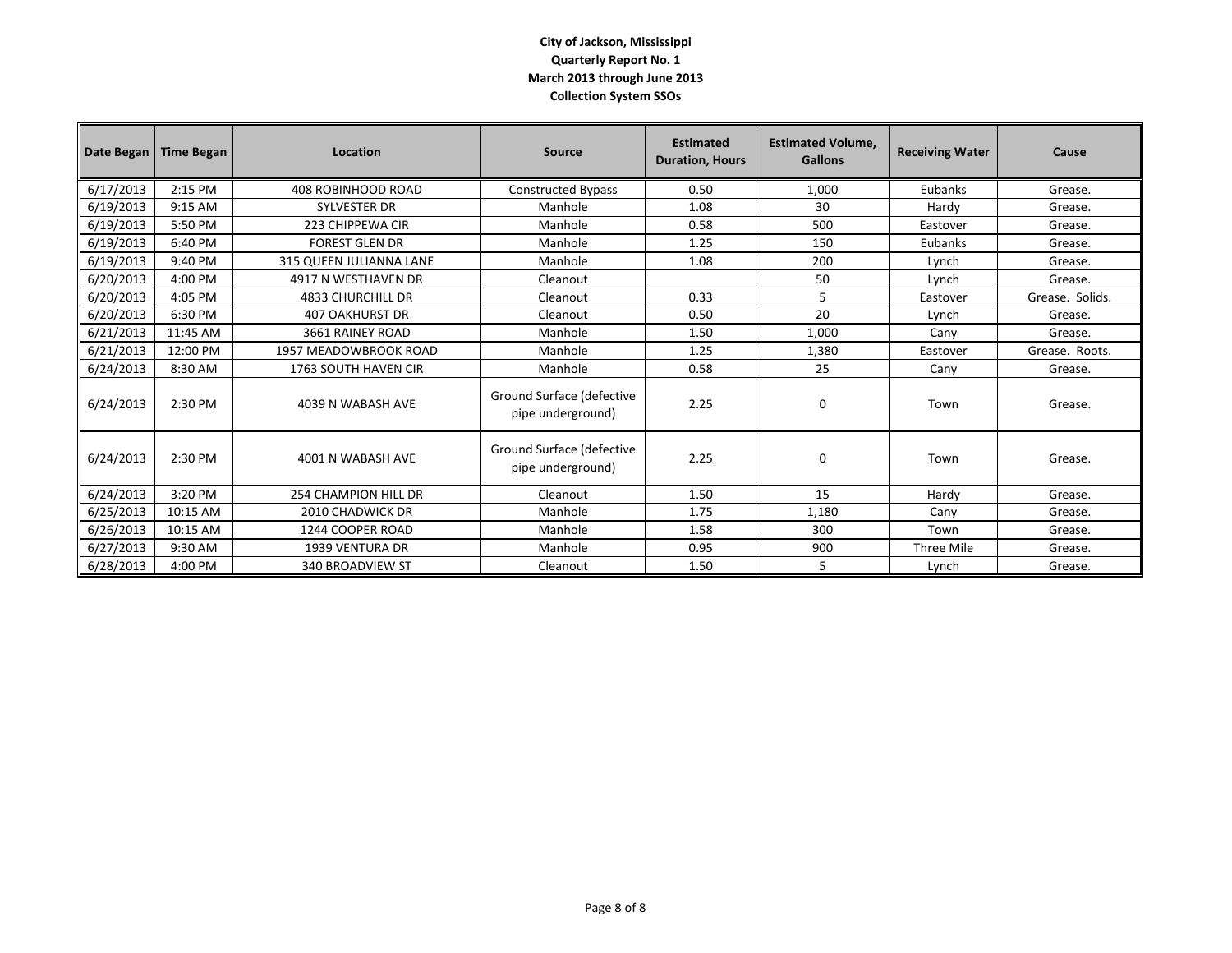**City of Jackson, Mississippi**
**Quarterly Report No. 1**
**March 2013 through June 2013**
**Collection System SSOs**

| Date Began | Time Began | Location | Source | Estimated Duration, Hours | Estimated Volume, Gallons | Receiving Water | Cause |
|---|---|---|---|---|---|---|---|
| 6/17/2013 | 2:15 PM | 408 ROBINHOOD ROAD | Constructed Bypass | 0.50 | 1,000 | Eubanks | Grease. |
| 6/19/2013 | 9:15 AM | SYLVESTER DR | Manhole | 1.08 | 30 | Hardy | Grease. |
| 6/19/2013 | 5:50 PM | 223 CHIPPEWA CIR | Manhole | 0.58 | 500 | Eastover | Grease. |
| 6/19/2013 | 6:40 PM | FOREST GLEN DR | Manhole | 1.25 | 150 | Eubanks | Grease. |
| 6/19/2013 | 9:40 PM | 315 QUEEN JULIANNA LANE | Manhole | 1.08 | 200 | Lynch | Grease. |
| 6/20/2013 | 4:00 PM | 4917 N WESTHAVEN DR | Cleanout | | 50 | Lynch | Grease. |
| 6/20/2013 | 4:05 PM | 4833 CHURCHILL DR | Cleanout | 0.33 | 5 | Eastover | Grease. Solids. |
| 6/20/2013 | 6:30 PM | 407 OAKHURST DR | Cleanout | 0.50 | 20 | Lynch | Grease. |
| 6/21/2013 | 11:45 AM | 3661 RAINEY ROAD | Manhole | 1.50 | 1,000 | Cany | Grease. |
| 6/21/2013 | 12:00 PM | 1957 MEADOWBROOK ROAD | Manhole | 1.25 | 1,380 | Eastover | Grease. Roots. |
| 6/24/2013 | 8:30 AM | 1763 SOUTH HAVEN CIR | Manhole | 0.58 | 25 | Cany | Grease. |
| 6/24/2013 | 2:30 PM | 4039 N WABASH AVE | Ground Surface (defective pipe underground) | 2.25 | 0 | Town | Grease. |
| 6/24/2013 | 2:30 PM | 4001 N WABASH AVE | Ground Surface (defective pipe underground) | 2.25 | 0 | Town | Grease. |
| 6/24/2013 | 3:20 PM | 254 CHAMPION HILL DR | Cleanout | 1.50 | 15 | Hardy | Grease. |
| 6/25/2013 | 10:15 AM | 2010 CHADWICK DR | Manhole | 1.75 | 1,180 | Cany | Grease. |
| 6/26/2013 | 10:15 AM | 1244 COOPER ROAD | Manhole | 1.58 | 300 | Town | Grease. |
| 6/27/2013 | 9:30 AM | 1939 VENTURA DR | Manhole | 0.95 | 900 | Three Mile | Grease. |
| 6/28/2013 | 4:00 PM | 340 BROADVIEW ST | Cleanout | 1.50 | 5 | Lynch | Grease. |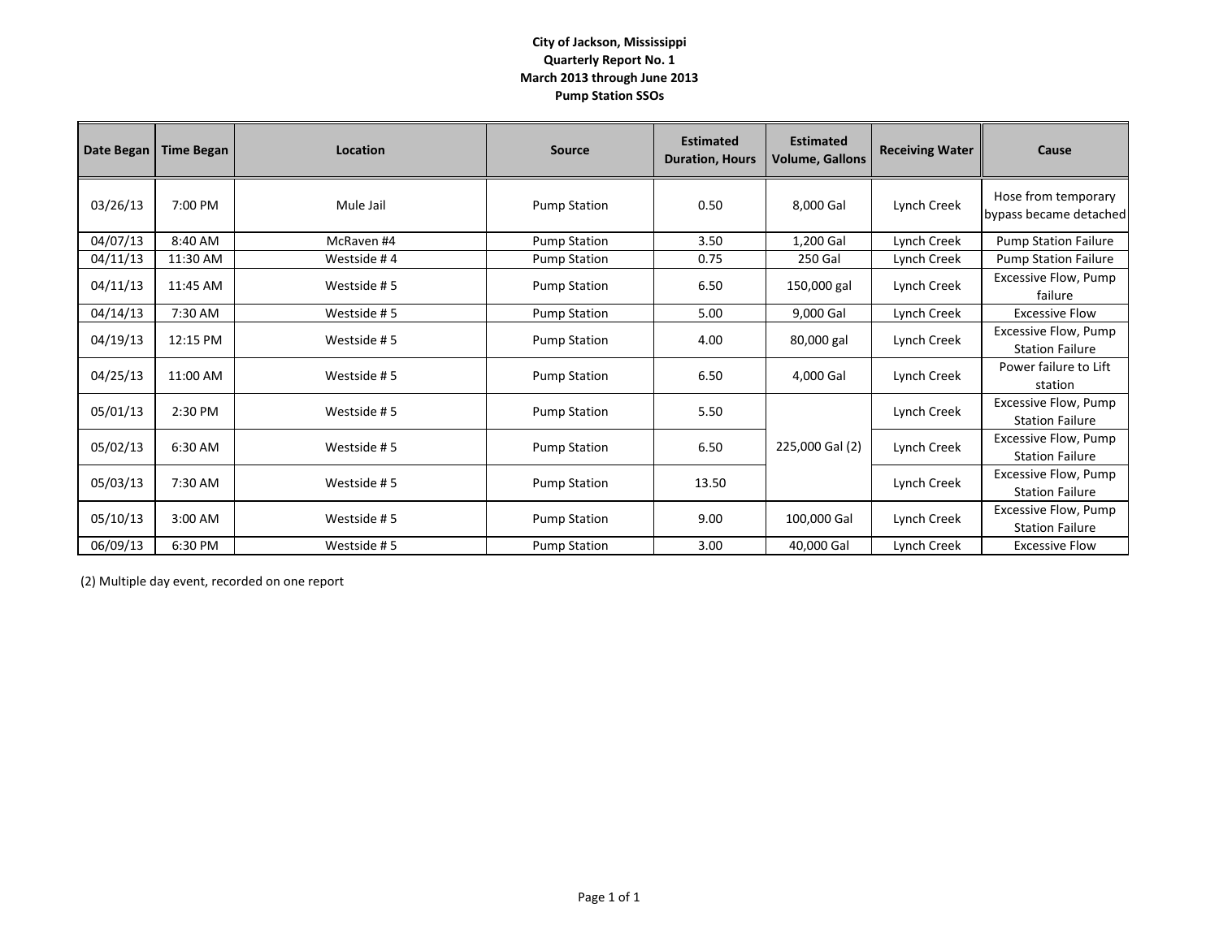**City of Jackson, Mississippi**
**Quarterly Report No. 1**
**March 2013 through June 2013**
**Pump Station SSOs**

| Date Began | Time Began | Location | Source | Estimated Duration, Hours | Estimated Volume, Gallons | Receiving Water | Cause |
|---|---|---|---|---|---|---|---|
| 03/26/13 | 7:00 PM | Mule Jail | Pump Station | 0.50 | 8,000 Gal | Lynch Creek | Hose from temporary bypass became detached |
| 04/07/13 | 8:40 AM | McRaven #4 | Pump Station | 3.50 | 1,200 Gal | Lynch Creek | Pump Station Failure |
| 04/11/13 | 11:30 AM | Westside # 4 | Pump Station | 0.75 | 250 Gal | Lynch Creek | Pump Station Failure |
| 04/11/13 | 11:45 AM | Westside # 5 | Pump Station | 6.50 | 150,000 gal | Lynch Creek | Excessive Flow, Pump failure |
| 04/14/13 | 7:30 AM | Westside # 5 | Pump Station | 5.00 | 9,000 Gal | Lynch Creek | Excessive Flow |
| 04/19/13 | 12:15 PM | Westside # 5 | Pump Station | 4.00 | 80,000 gal | Lynch Creek | Excessive Flow, Pump Station Failure |
| 04/25/13 | 11:00 AM | Westside # 5 | Pump Station | 6.50 | 4,000 Gal | Lynch Creek | Power failure to Lift station |
| 05/01/13 | 2:30 PM | Westside # 5 | Pump Station | 5.50 | 225,000 Gal (2) | Lynch Creek | Excessive Flow, Pump Station Failure |
| 05/02/13 | 6:30 AM | Westside # 5 | Pump Station | 6.50 | | Lynch Creek | Excessive Flow, Pump Station Failure |
| 05/03/13 | 7:30 AM | Westside # 5 | Pump Station | 13.50 | | Lynch Creek | Excessive Flow, Pump Station Failure |
| 05/10/13 | 3:00 AM | Westside # 5 | Pump Station | 9.00 | 100,000 Gal | Lynch Creek | Excessive Flow, Pump Station Failure |
| 06/09/13 | 6:30 PM | Westside # 5 | Pump Station | 3.00 | 40,000 Gal | Lynch Creek | Excessive Flow |

(2) Multiple day event, recorded on one report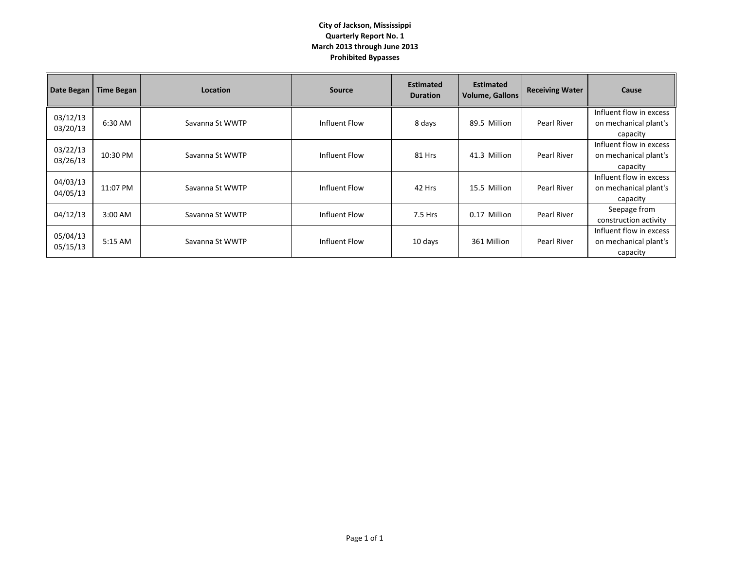**City of Jackson, Mississippi**
**Quarterly Report No. 1**
**March 2013 through June 2013**
**Prohibited Bypasses**

| Date Began | Time Began | Location | Source | Estimated Duration | Estimated Volume, Gallons | Receiving Water | Cause |
|---|---|---|---|---|---|---|---|
| 03/12/13 03/20/13 | 6:30 AM | Savanna St WWTP | Influent Flow | 8 days | 89.5 Million | Pearl River | Influent flow in excess on mechanical plant's capacity |
| 03/22/13 03/26/13 | 10:30 PM | Savanna St WWTP | Influent Flow | 81 Hrs | 41.3 Million | Pearl River | Influent flow in excess on mechanical plant's capacity |
| 04/03/13 04/05/13 | 11:07 PM | Savanna St WWTP | Influent Flow | 42 Hrs | 15.5 Million | Pearl River | Influent flow in excess on mechanical plant's capacity |
| 04/12/13 | 3:00 AM | Savanna St WWTP | Influent Flow | 7.5 Hrs | 0.17 Million | Pearl River | Seepage from construction activity |
| 05/04/13 05/15/13 | 5:15 AM | Savanna St WWTP | Influent Flow | 10 days | 361 Million | Pearl River | Influent flow in excess on mechanical plant's capacity |